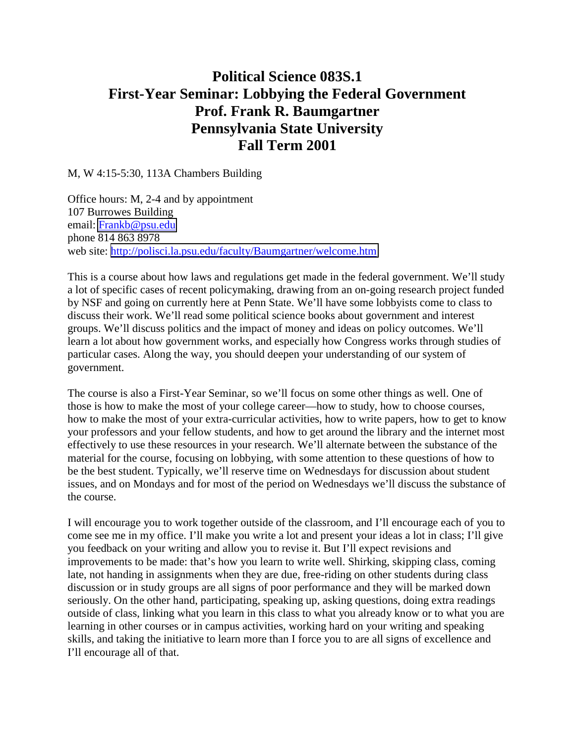# Political Science 083S.1
# First-Year Seminar: Lobbying the Federal Government
# Prof. Frank R. Baumgartner
# Pennsylvania State University
# Fall Term 2001

M, W 4:15-5:30, 113A Chambers Building

Office hours: M, 2-4 and by appointment
107 Burrowes Building
email: Frankb@psu.edu
phone 814 863 8978
web site: http://polisci.la.psu.edu/faculty/Baumgartner/welcome.htm

This is a course about how laws and regulations get made in the federal government. We'll study a lot of specific cases of recent policymaking, drawing from an on-going research project funded by NSF and going on currently here at Penn State. We'll have some lobbyists come to class to discuss their work. We'll read some political science books about government and interest groups. We'll discuss politics and the impact of money and ideas on policy outcomes. We'll learn a lot about how government works, and especially how Congress works through studies of particular cases. Along the way, you should deepen your understanding of our system of government.

The course is also a First-Year Seminar, so we'll focus on some other things as well. One of those is how to make the most of your college career—how to study, how to choose courses, how to make the most of your extra-curricular activities, how to write papers, how to get to know your professors and your fellow students, and how to get around the library and the internet most effectively to use these resources in your research. We'll alternate between the substance of the material for the course, focusing on lobbying, with some attention to these questions of how to be the best student. Typically, we'll reserve time on Wednesdays for discussion about student issues, and on Mondays and for most of the period on Wednesdays we'll discuss the substance of the course.

I will encourage you to work together outside of the classroom, and I'll encourage each of you to come see me in my office. I'll make you write a lot and present your ideas a lot in class; I'll give you feedback on your writing and allow you to revise it. But I'll expect revisions and improvements to be made: that's how you learn to write well. Shirking, skipping class, coming late, not handing in assignments when they are due, free-riding on other students during class discussion or in study groups are all signs of poor performance and they will be marked down seriously. On the other hand, participating, speaking up, asking questions, doing extra readings outside of class, linking what you learn in this class to what you already know or to what you are learning in other courses or in campus activities, working hard on your writing and speaking skills, and taking the initiative to learn more than I force you to are all signs of excellence and I'll encourage all of that.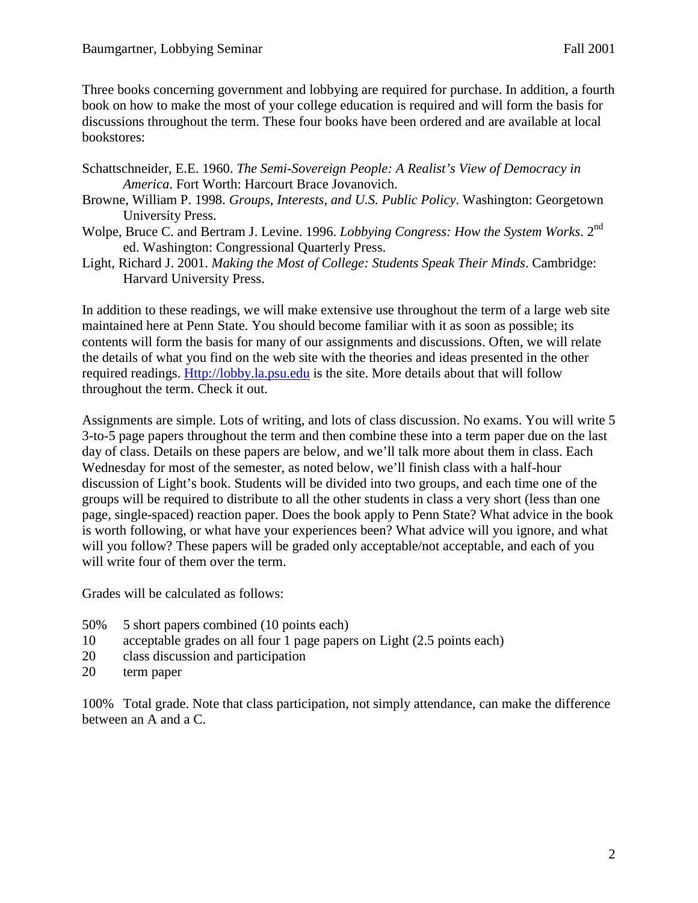Three books concerning government and lobbying are required for purchase. In addition, a fourth book on how to make the most of your college education is required and will form the basis for discussions throughout the term. These four books have been ordered and are available at local bookstores:

Schattschneider, E.E. 1960. *The Semi-Sovereign People: A Realist's View of Democracy in America*. Fort Worth: Harcourt Brace Jovanovich.
Browne, William P. 1998. *Groups, Interests, and U.S. Public Policy*. Washington: Georgetown University Press.
Wolpe, Bruce C. and Bertram J. Levine. 1996. *Lobbying Congress: How the System Works*. 2nd ed. Washington: Congressional Quarterly Press.
Light, Richard J. 2001. *Making the Most of College: Students Speak Their Minds*. Cambridge: Harvard University Press.

In addition to these readings, we will make extensive use throughout the term of a large web site maintained here at Penn State. You should become familiar with it as soon as possible; its contents will form the basis for many of our assignments and discussions. Often, we will relate the details of what you find on the web site with the theories and ideas presented in the other required readings. Http://lobby.la.psu.edu is the site. More details about that will follow throughout the term. Check it out.

Assignments are simple. Lots of writing, and lots of class discussion. No exams. You will write 5 3-to-5 page papers throughout the term and then combine these into a term paper due on the last day of class. Details on these papers are below, and we'll talk more about them in class. Each Wednesday for most of the semester, as noted below, we'll finish class with a half-hour discussion of Light's book. Students will be divided into two groups, and each time one of the groups will be required to distribute to all the other students in class a very short (less than one page, single-spaced) reaction paper. Does the book apply to Penn State? What advice in the book is worth following, or what have your experiences been? What advice will you ignore, and what will you follow? These papers will be graded only acceptable/not acceptable, and each of you will write four of them over the term.

Grades will be calculated as follows:

50% 5 short papers combined (10 points each)
10 acceptable grades on all four 1 page papers on Light (2.5 points each)
20 class discussion and participation
20 term paper

100% Total grade. Note that class participation, not simply attendance, can make the difference between an A and a C.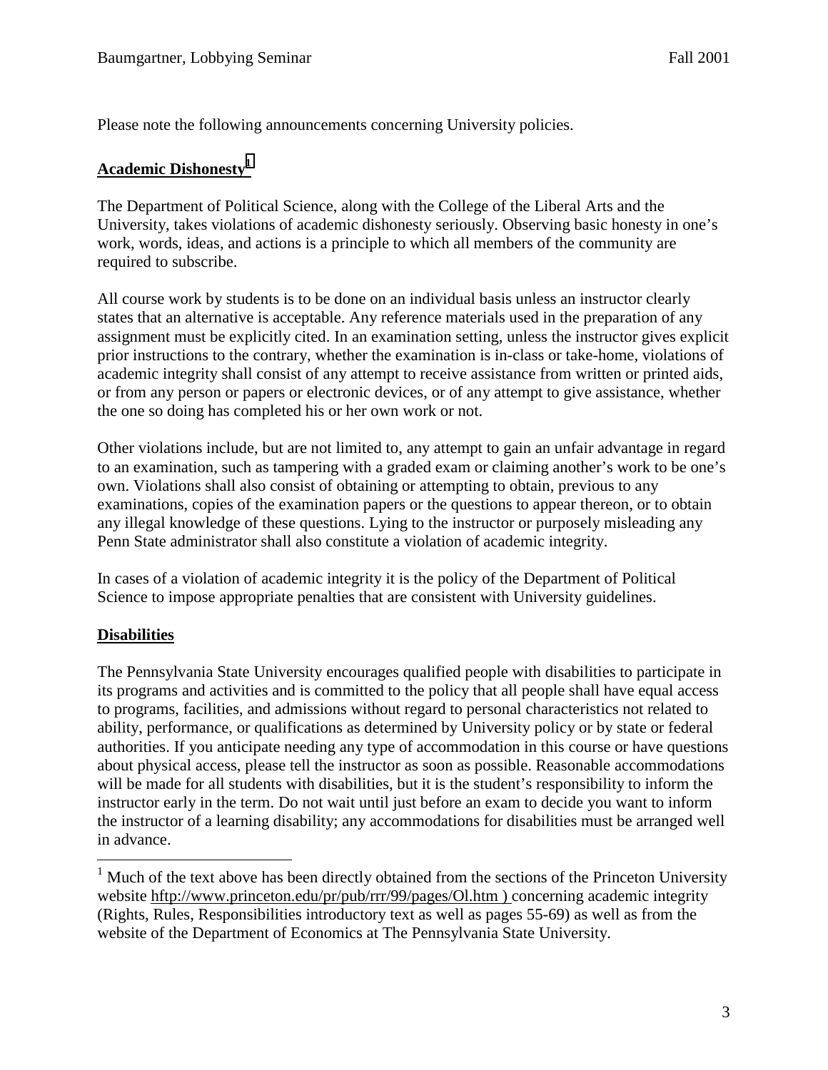Please note the following announcements concerning University policies.

## Academic Dishonesty[1]

The Department of Political Science, along with the College of the Liberal Arts and the University, takes violations of academic dishonesty seriously. Observing basic honesty in one's work, words, ideas, and actions is a principle to which all members of the community are required to subscribe.

All course work by students is to be done on an individual basis unless an instructor clearly states that an alternative is acceptable. Any reference materials used in the preparation of any assignment must be explicitly cited. In an examination setting, unless the instructor gives explicit prior instructions to the contrary, whether the examination is in-class or take-home, violations of academic integrity shall consist of any attempt to receive assistance from written or printed aids, or from any person or papers or electronic devices, or of any attempt to give assistance, whether the one so doing has completed his or her own work or not.

Other violations include, but are not limited to, any attempt to gain an unfair advantage in regard to an examination, such as tampering with a graded exam or claiming another's work to be one's own. Violations shall also consist of obtaining or attempting to obtain, previous to any examinations, copies of the examination papers or the questions to appear thereon, or to obtain any illegal knowledge of these questions. Lying to the instructor or purposely misleading any Penn State administrator shall also constitute a violation of academic integrity.

In cases of a violation of academic integrity it is the policy of the Department of Political Science to impose appropriate penalties that are consistent with University guidelines.

## Disabilities

The Pennsylvania State University encourages qualified people with disabilities to participate in its programs and activities and is committed to the policy that all people shall have equal access to programs, facilities, and admissions without regard to personal characteristics not related to ability, performance, or qualifications as determined by University policy or by state or federal authorities. If you anticipate needing any type of accommodation in this course or have questions about physical access, please tell the instructor as soon as possible. Reasonable accommodations will be made for all students with disabilities, but it is the student's responsibility to inform the instructor early in the term. Do not wait until just before an exam to decide you want to inform the instructor of a learning disability; any accommodations for disabilities must be arranged well in advance.

---

[1] Much of the text above has been directly obtained from the sections of the Princeton University website hftp://www.princeton.edu/pr/pub/rrr/99/pages/Ol.htm ) concerning academic integrity (Rights, Rules, Responsibilities introductory text as well as pages 55-69) as well as from the website of the Department of Economics at The Pennsylvania State University.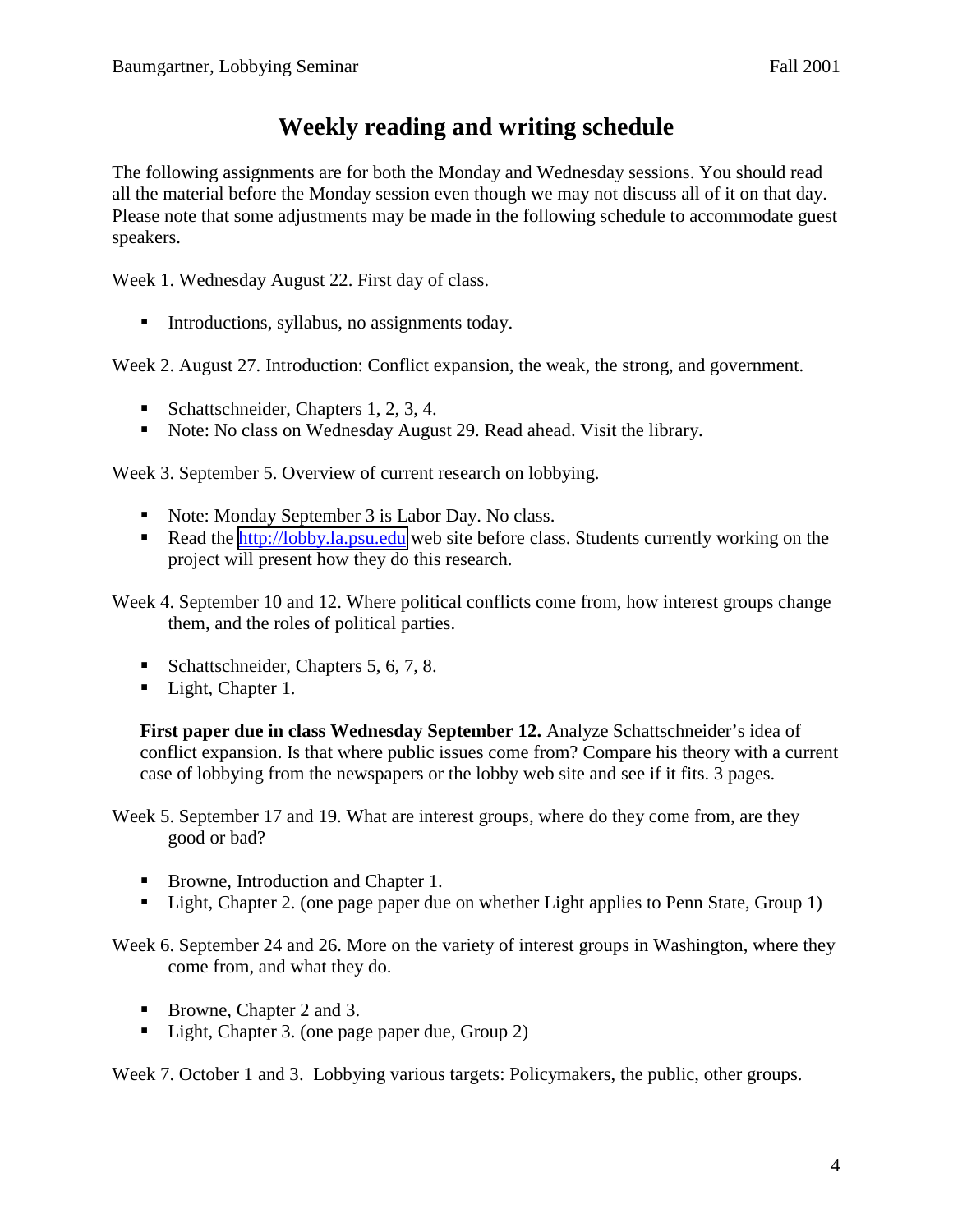# Weekly reading and writing schedule

The following assignments are for both the Monday and Wednesday sessions. You should read all the material before the Monday session even though we may not discuss all of it on that day. Please note that some adjustments may be made in the following schedule to accommodate guest speakers.

Week 1. Wednesday August 22. First day of class.

- Introductions, syllabus, no assignments today.

Week 2. August 27. Introduction: Conflict expansion, the weak, the strong, and government.

- Schattschneider, Chapters 1, 2, 3, 4.
- Note: No class on Wednesday August 29. Read ahead. Visit the library.

Week 3. September 5. Overview of current research on lobbying.

- Note: Monday September 3 is Labor Day. No class.
- Read the http://lobby.la.psu.edu web site before class. Students currently working on the project will present how they do this research.

Week 4. September 10 and 12. Where political conflicts come from, how interest groups change them, and the roles of political parties.

- Schattschneider, Chapters 5, 6, 7, 8.
- Light, Chapter 1.

**First paper due in class Wednesday September 12.** Analyze Schattschneider's idea of conflict expansion. Is that where public issues come from? Compare his theory with a current case of lobbying from the newspapers or the lobby web site and see if it fits. 3 pages.

Week 5. September 17 and 19. What are interest groups, where do they come from, are they good or bad?

- Browne, Introduction and Chapter 1.
- Light, Chapter 2. (one page paper due on whether Light applies to Penn State, Group 1)

Week 6. September 24 and 26. More on the variety of interest groups in Washington, where they come from, and what they do.

- Browne, Chapter 2 and 3.
- Light, Chapter 3. (one page paper due, Group 2)

Week 7. October 1 and 3. Lobbying various targets: Policymakers, the public, other groups.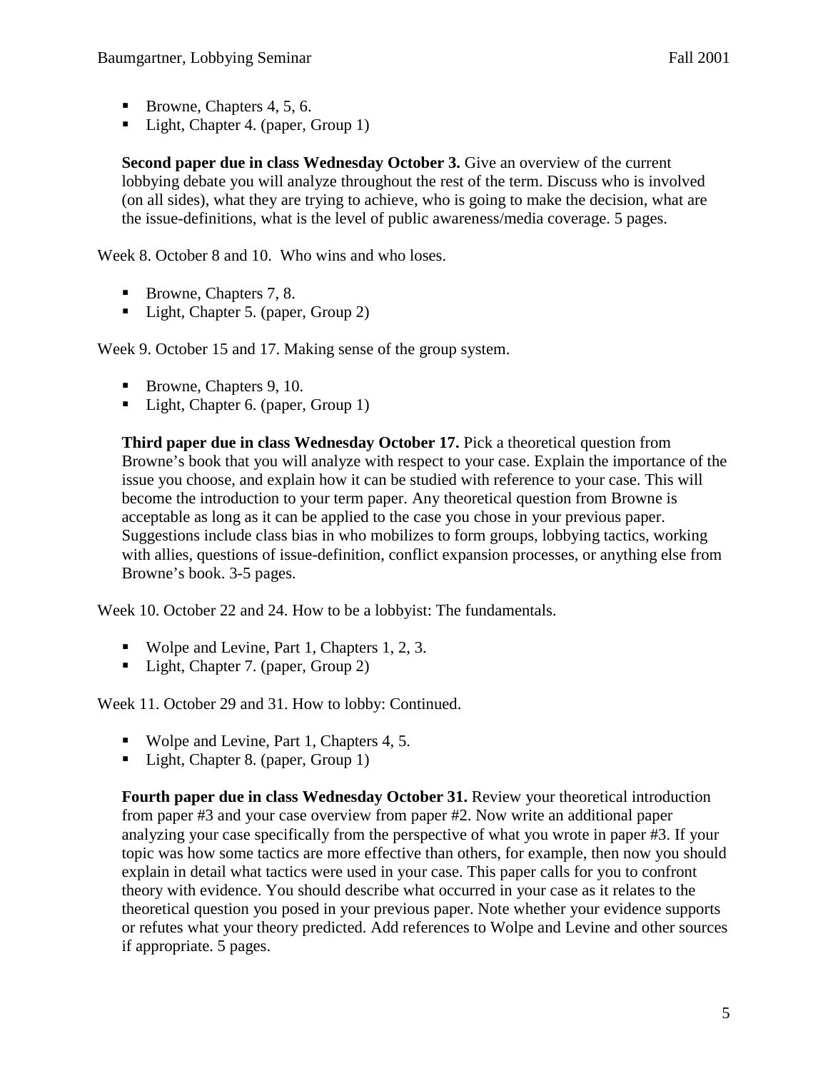- Browne, Chapters 4, 5, 6.
- Light, Chapter 4. (paper, Group 1)

  **Second paper due in class Wednesday October 3.** Give an overview of the current lobbying debate you will analyze throughout the rest of the term. Discuss who is involved (on all sides), what they are trying to achieve, who is going to make the decision, what are the issue-definitions, what is the level of public awareness/media coverage. 5 pages.

Week 8. October 8 and 10. Who wins and who loses.

- Browne, Chapters 7, 8.
- Light, Chapter 5. (paper, Group 2)

Week 9. October 15 and 17. Making sense of the group system.

- Browne, Chapters 9, 10.
- Light, Chapter 6. (paper, Group 1)

  **Third paper due in class Wednesday October 17.** Pick a theoretical question from Browne's book that you will analyze with respect to your case. Explain the importance of the issue you choose, and explain how it can be studied with reference to your case. This will become the introduction to your term paper. Any theoretical question from Browne is acceptable as long as it can be applied to the case you chose in your previous paper. Suggestions include class bias in who mobilizes to form groups, lobbying tactics, working with allies, questions of issue-definition, conflict expansion processes, or anything else from Browne's book. 3-5 pages.

Week 10. October 22 and 24. How to be a lobbyist: The fundamentals.

- Wolpe and Levine, Part 1, Chapters 1, 2, 3.
- Light, Chapter 7. (paper, Group 2)

Week 11. October 29 and 31. How to lobby: Continued.

- Wolpe and Levine, Part 1, Chapters 4, 5.
- Light, Chapter 8. (paper, Group 1)

  **Fourth paper due in class Wednesday October 31.** Review your theoretical introduction from paper #3 and your case overview from paper #2. Now write an additional paper analyzing your case specifically from the perspective of what you wrote in paper #3. If your topic was how some tactics are more effective than others, for example, then now you should explain in detail what tactics were used in your case. This paper calls for you to confront theory with evidence. You should describe what occurred in your case as it relates to the theoretical question you posed in your previous paper. Note whether your evidence supports or refutes what your theory predicted. Add references to Wolpe and Levine and other sources if appropriate. 5 pages.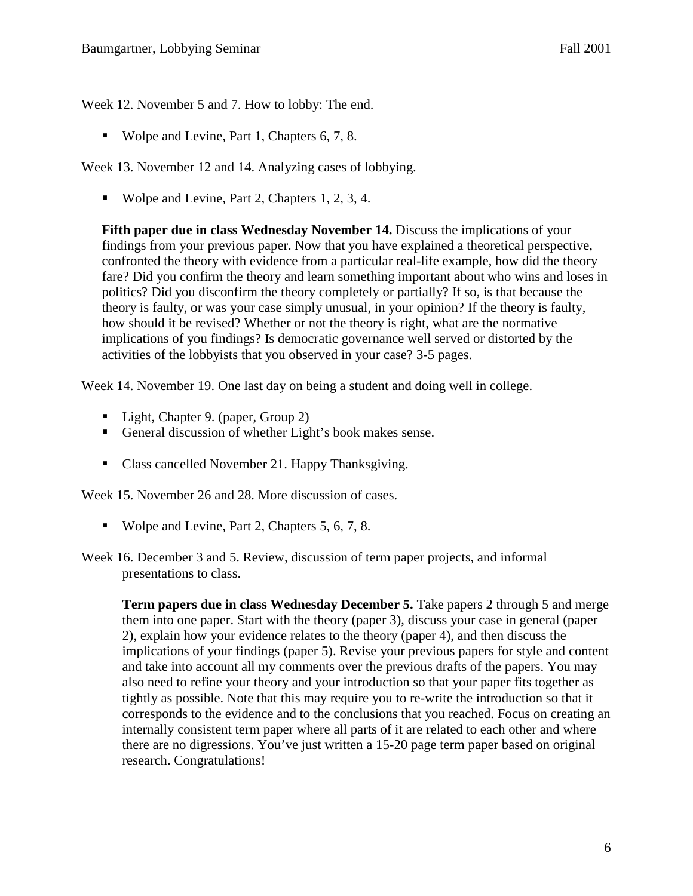Week 12. November 5 and 7. How to lobby: The end.

- Wolpe and Levine, Part 1, Chapters 6, 7, 8.

Week 13. November 12 and 14. Analyzing cases of lobbying.

- Wolpe and Levine, Part 2, Chapters 1, 2, 3, 4.

**Fifth paper due in class Wednesday November 14.** Discuss the implications of your findings from your previous paper. Now that you have explained a theoretical perspective, confronted the theory with evidence from a particular real-life example, how did the theory fare? Did you confirm the theory and learn something important about who wins and loses in politics? Did you disconfirm the theory completely or partially? If so, is that because the theory is faulty, or was your case simply unusual, in your opinion? If the theory is faulty, how should it be revised? Whether or not the theory is right, what are the normative implications of you findings? Is democratic governance well served or distorted by the activities of the lobbyists that you observed in your case? 3-5 pages.

Week 14. November 19. One last day on being a student and doing well in college.

- Light, Chapter 9. (paper, Group 2)
- General discussion of whether Light's book makes sense.

- Class cancelled November 21. Happy Thanksgiving.

Week 15. November 26 and 28. More discussion of cases.

- Wolpe and Levine, Part 2, Chapters 5, 6, 7, 8.

Week 16. December 3 and 5. Review, discussion of term paper projects, and informal presentations to class.

**Term papers due in class Wednesday December 5.** Take papers 2 through 5 and merge them into one paper. Start with the theory (paper 3), discuss your case in general (paper 2), explain how your evidence relates to the theory (paper 4), and then discuss the implications of your findings (paper 5). Revise your previous papers for style and content and take into account all my comments over the previous drafts of the papers. You may also need to refine your theory and your introduction so that your paper fits together as tightly as possible. Note that this may require you to re-write the introduction so that it corresponds to the evidence and to the conclusions that you reached. Focus on creating an internally consistent term paper where all parts of it are related to each other and where there are no digressions. You've just written a 15-20 page term paper based on original research. Congratulations!